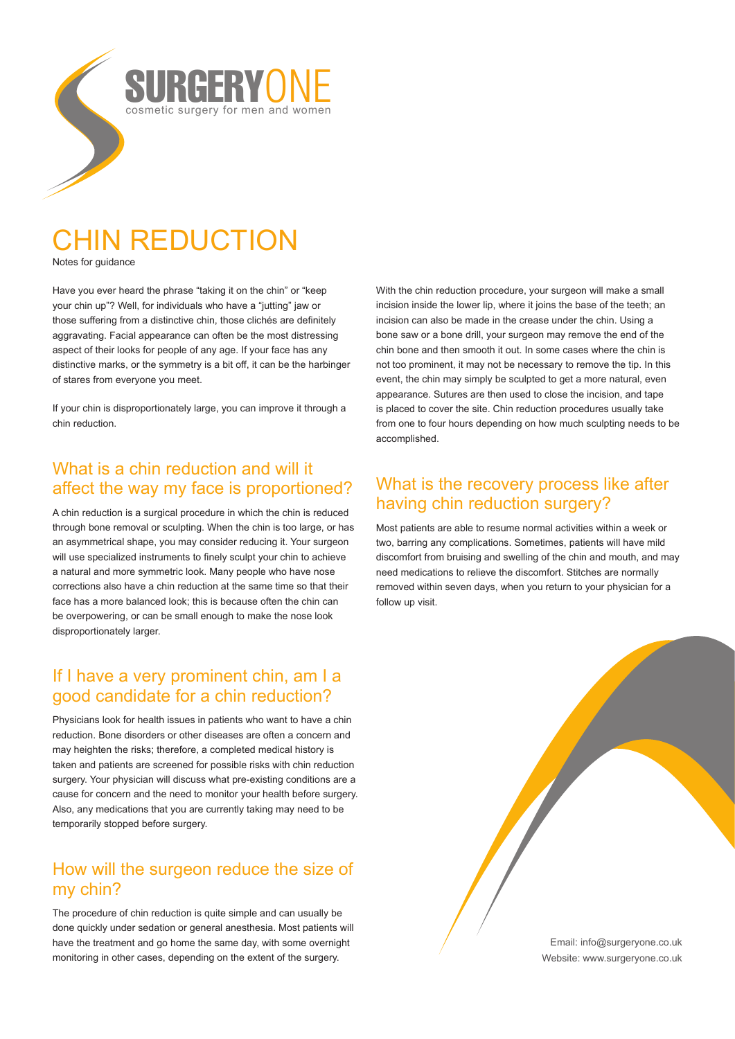SURGERYONE
cosmetic surgery for men and women

# CHIN REDUCTION

Notes for guidance

Have you ever heard the phrase "taking it on the chin" or "keep your chin up"? Well, for individuals who have a "jutting" jaw or those suffering from a distinctive chin, those clichés are definitely aggravating. Facial appearance can often be the most distressing aspect of their looks for people of any age. If your face has any distinctive marks, or the symmetry is a bit off, it can be the harbinger of stares from everyone you meet.

If your chin is disproportionately large, you can improve it through a chin reduction.

## What is a chin reduction and will it affect the way my face is proportioned?

A chin reduction is a surgical procedure in which the chin is reduced through bone removal or sculpting. When the chin is too large, or has an asymmetrical shape, you may consider reducing it. Your surgeon will use specialized instruments to finely sculpt your chin to achieve a natural and more symmetric look. Many people who have nose corrections also have a chin reduction at the same time so that their face has a more balanced look; this is because often the chin can be overpowering, or can be small enough to make the nose look disproportionately larger.

## If I have a very prominent chin, am I a good candidate for a chin reduction?

Physicians look for health issues in patients who want to have a chin reduction. Bone disorders or other diseases are often a concern and may heighten the risks; therefore, a completed medical history is taken and patients are screened for possible risks with chin reduction surgery. Your physician will discuss what pre-existing conditions are a cause for concern and the need to monitor your health before surgery. Also, any medications that you are currently taking may need to be temporarily stopped before surgery.

## How will the surgeon reduce the size of my chin?

The procedure of chin reduction is quite simple and can usually be done quickly under sedation or general anesthesia. Most patients will have the treatment and go home the same day, with some overnight monitoring in other cases, depending on the extent of the surgery.

With the chin reduction procedure, your surgeon will make a small incision inside the lower lip, where it joins the base of the teeth; an incision can also be made in the crease under the chin. Using a bone saw or a bone drill, your surgeon may remove the end of the chin bone and then smooth it out. In some cases where the chin is not too prominent, it may not be necessary to remove the tip. In this event, the chin may simply be sculpted to get a more natural, even appearance. Sutures are then used to close the incision, and tape is placed to cover the site. Chin reduction procedures usually take from one to four hours depending on how much sculpting needs to be accomplished.

## What is the recovery process like after having chin reduction surgery?

Most patients are able to resume normal activities within a week or two, barring any complications. Sometimes, patients will have mild discomfort from bruising and swelling of the chin and mouth, and may need medications to relieve the discomfort. Stitches are normally removed within seven days, when you return to your physician for a follow up visit.

Email: info@surgeryone.co.uk
Website: www.surgeryone.co.uk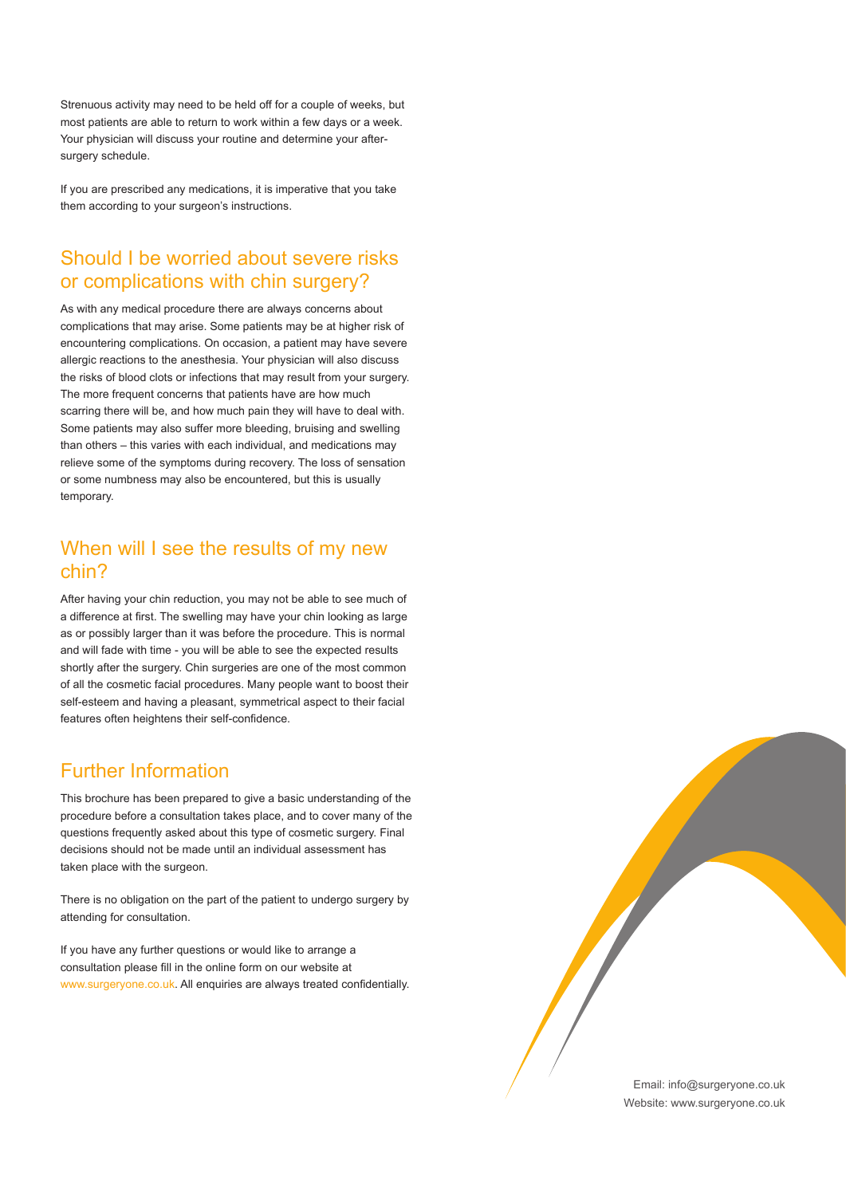Strenuous activity may need to be held off for a couple of weeks, but most patients are able to return to work within a few days or a week. Your physician will discuss your routine and determine your after-surgery schedule.

If you are prescribed any medications, it is imperative that you take them according to your surgeon's instructions.

## Should I be worried about severe risks or complications with chin surgery?

As with any medical procedure there are always concerns about complications that may arise. Some patients may be at higher risk of encountering complications. On occasion, a patient may have severe allergic reactions to the anesthesia. Your physician will also discuss the risks of blood clots or infections that may result from your surgery. The more frequent concerns that patients have are how much scarring there will be, and how much pain they will have to deal with. Some patients may also suffer more bleeding, bruising and swelling than others – this varies with each individual, and medications may relieve some of the symptoms during recovery. The loss of sensation or some numbness may also be encountered, but this is usually temporary.

## When will I see the results of my new chin?

After having your chin reduction, you may not be able to see much of a difference at first. The swelling may have your chin looking as large as or possibly larger than it was before the procedure. This is normal and will fade with time - you will be able to see the expected results shortly after the surgery. Chin surgeries are one of the most common of all the cosmetic facial procedures. Many people want to boost their self-esteem and having a pleasant, symmetrical aspect to their facial features often heightens their self-confidence.

## Further Information

This brochure has been prepared to give a basic understanding of the procedure before a consultation takes place, and to cover many of the questions frequently asked about this type of cosmetic surgery. Final decisions should not be made until an individual assessment has taken place with the surgeon.

There is no obligation on the part of the patient to undergo surgery by attending for consultation.

If you have any further questions or would like to arrange a consultation please fill in the online form on our website at www.surgeryone.co.uk. All enquiries are always treated confidentially.

Email: info@surgeryone.co.uk
Website: www.surgeryone.co.uk